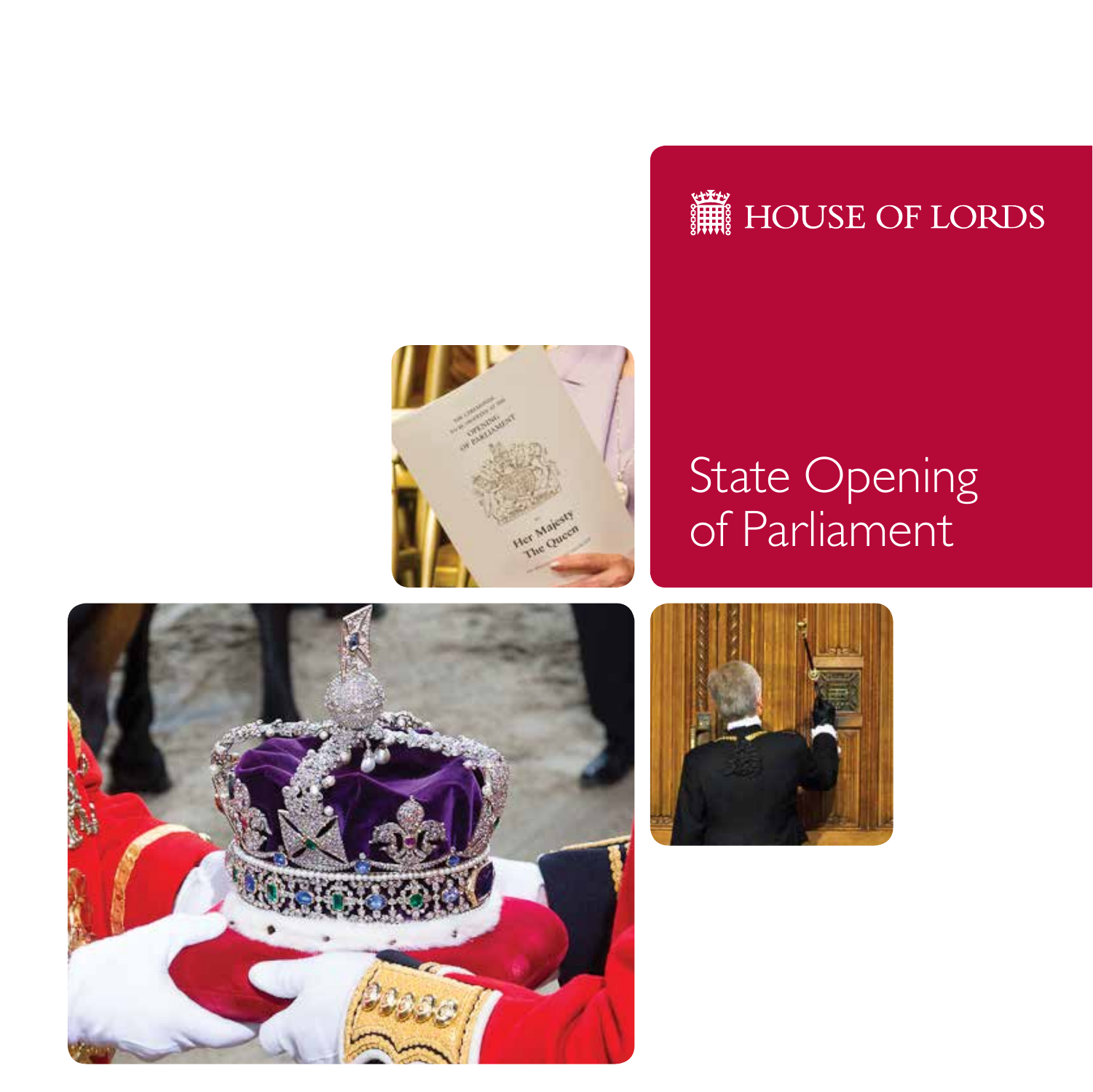HOUSE OF LORDS

# State Opening of Parliament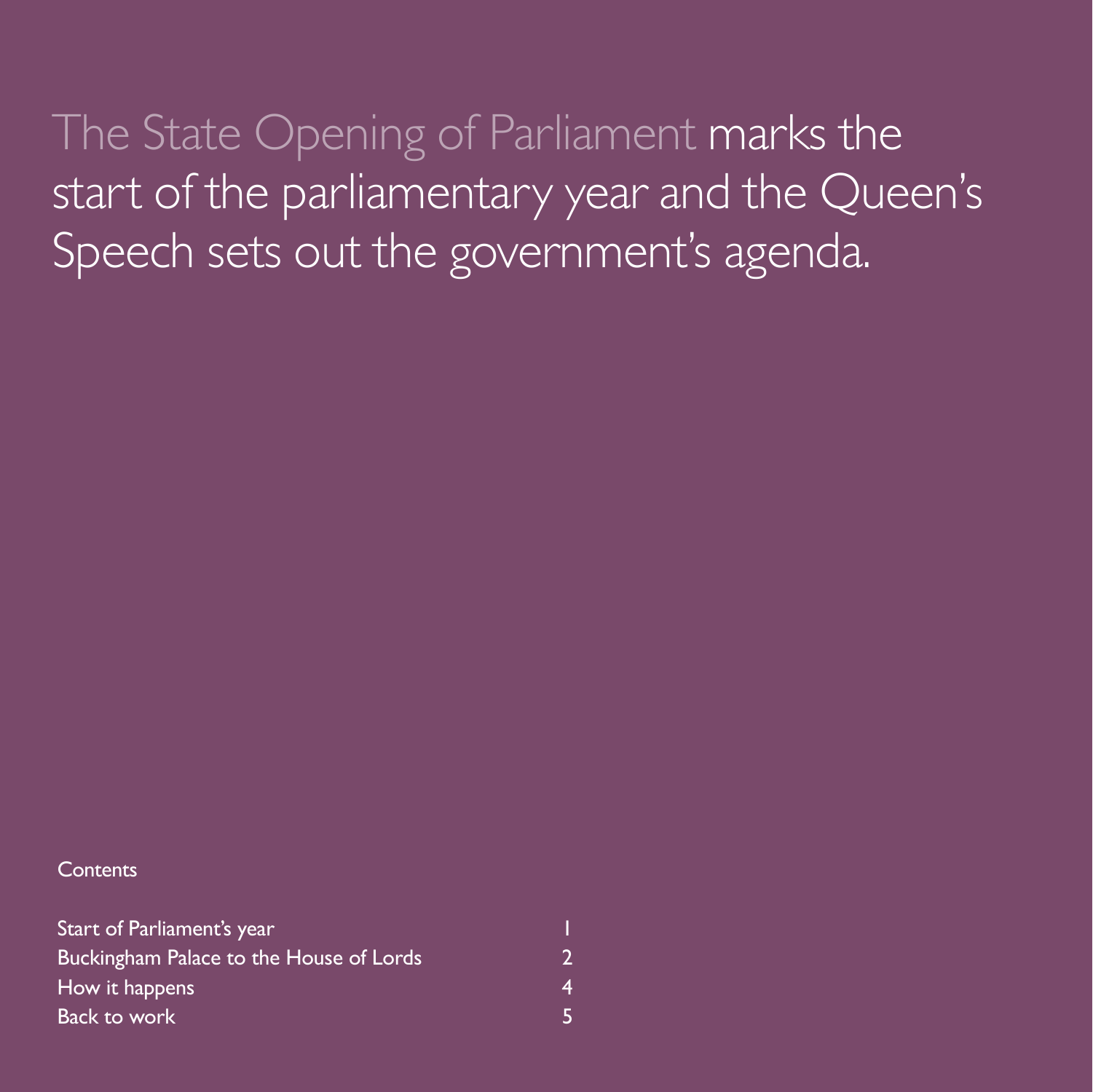The State Opening of Parliament marks the start of the parliamentary year and the Queen's Speech sets out the government's agenda.

Contents

| | |
|---|---|
| Start of Parliament's year | 1 |
| Buckingham Palace to the House of Lords | 2 |
| How it happens | 4 |
| Back to work | 5 |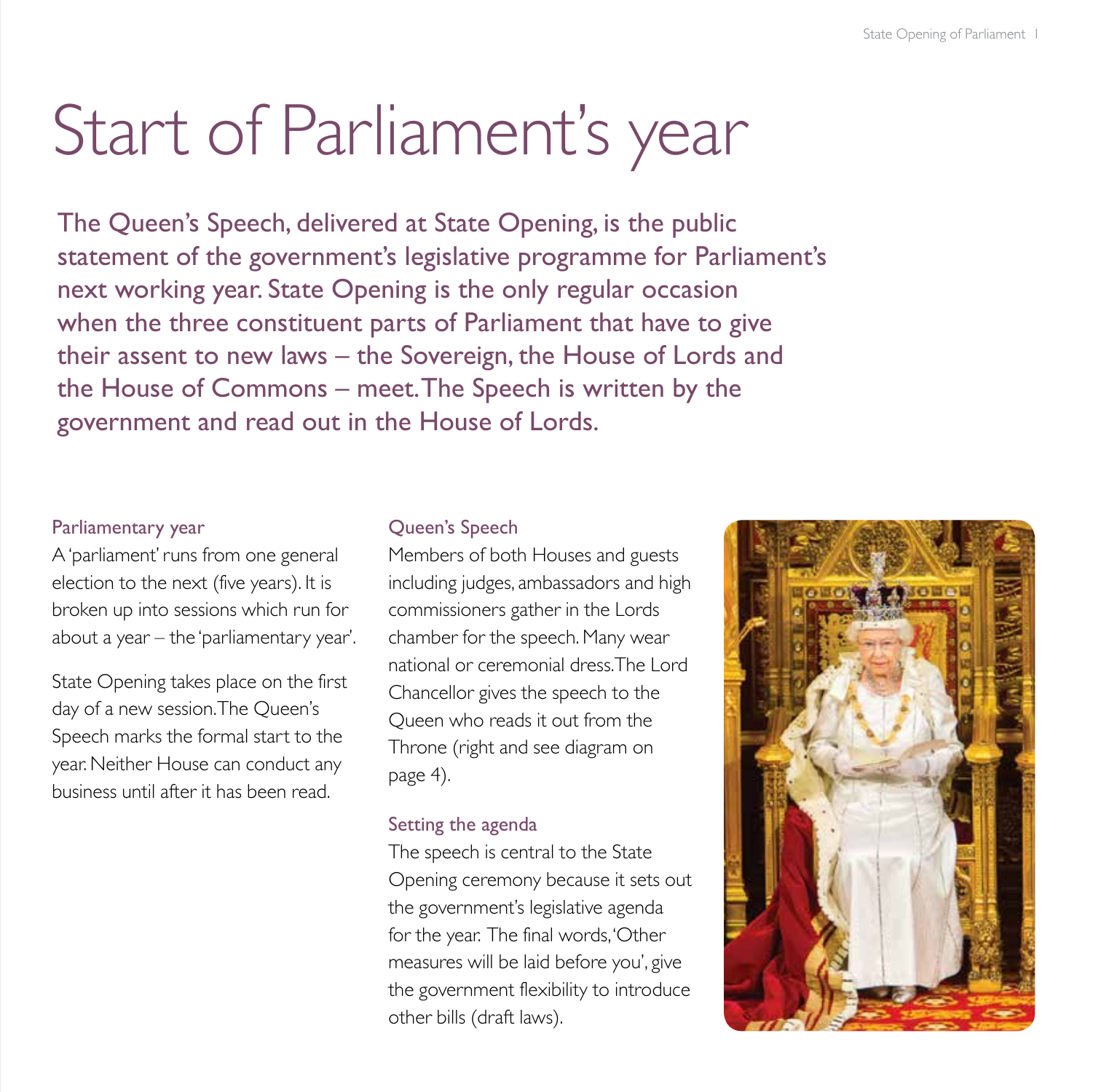# Start of Parliament's year

The Queen's Speech, delivered at State Opening, is the public statement of the government's legislative programme for Parliament's next working year. State Opening is the only regular occasion when the three constituent parts of Parliament that have to give their assent to new laws – the Sovereign, the House of Lords and the House of Commons – meet. The Speech is written by the government and read out in the House of Lords.

### Parliamentary year

A 'parliament' runs from one general election to the next (five years). It is broken up into sessions which run for about a year – the 'parliamentary year'.

State Opening takes place on the first day of a new session. The Queen's Speech marks the formal start to the year. Neither House can conduct any business until after it has been read.

### Queen's Speech

Members of both Houses and guests including judges, ambassadors and high commissioners gather in the Lords chamber for the speech. Many wear national or ceremonial dress. The Lord Chancellor gives the speech to the Queen who reads it out from the Throne (right and see diagram on page 4).

### Setting the agenda

The speech is central to the State Opening ceremony because it sets out the government's legislative agenda for the year. The final words, 'Other measures will be laid before you', give the government flexibility to introduce other bills (draft laws).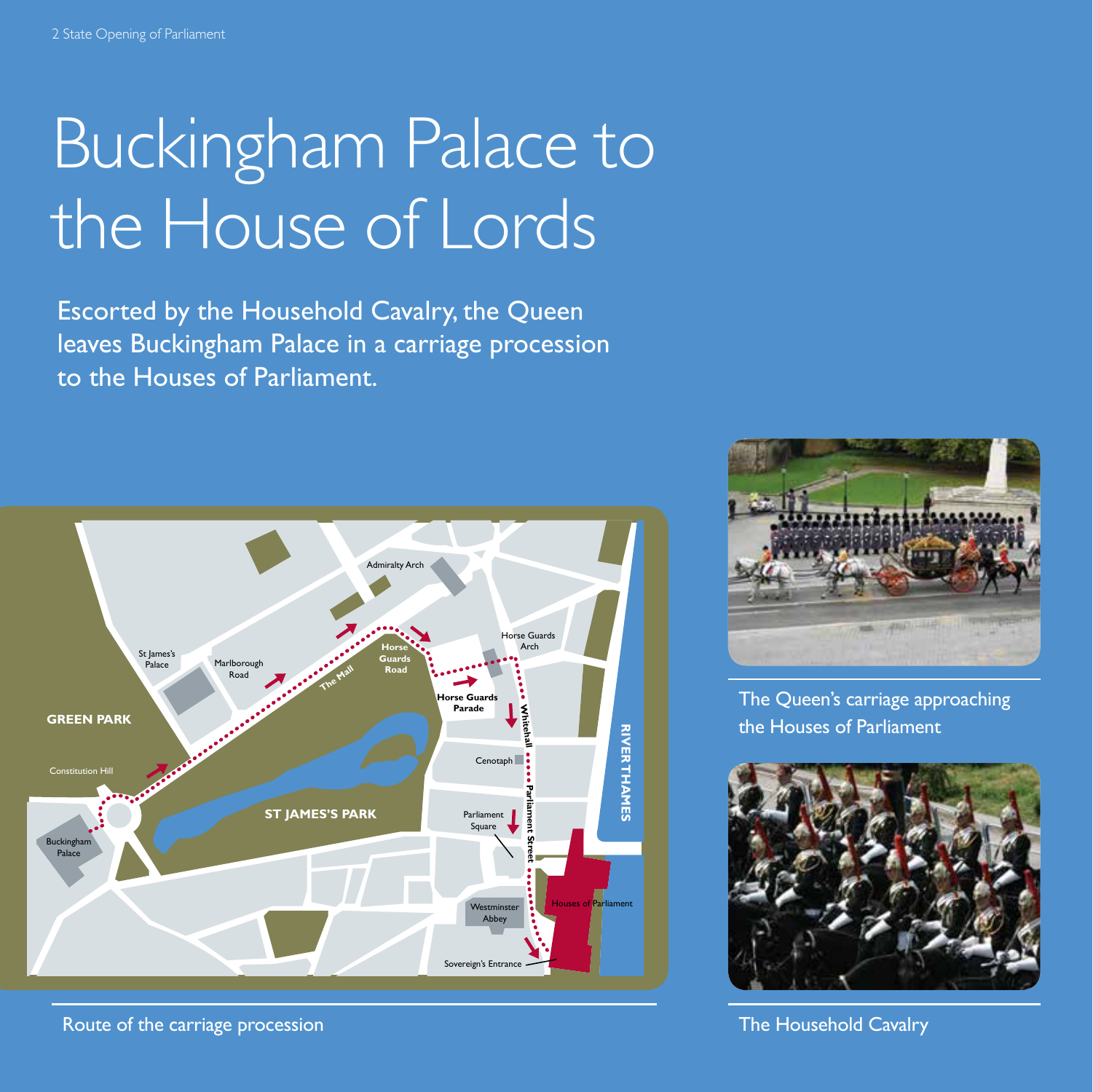# Buckingham Palace to the House of Lords

Escorted by the Household Cavalry, the Queen leaves Buckingham Palace in a carriage procession to the Houses of Parliament.

Route of the carriage procession

The Queen's carriage approaching the Houses of Parliament

The Household Cavalry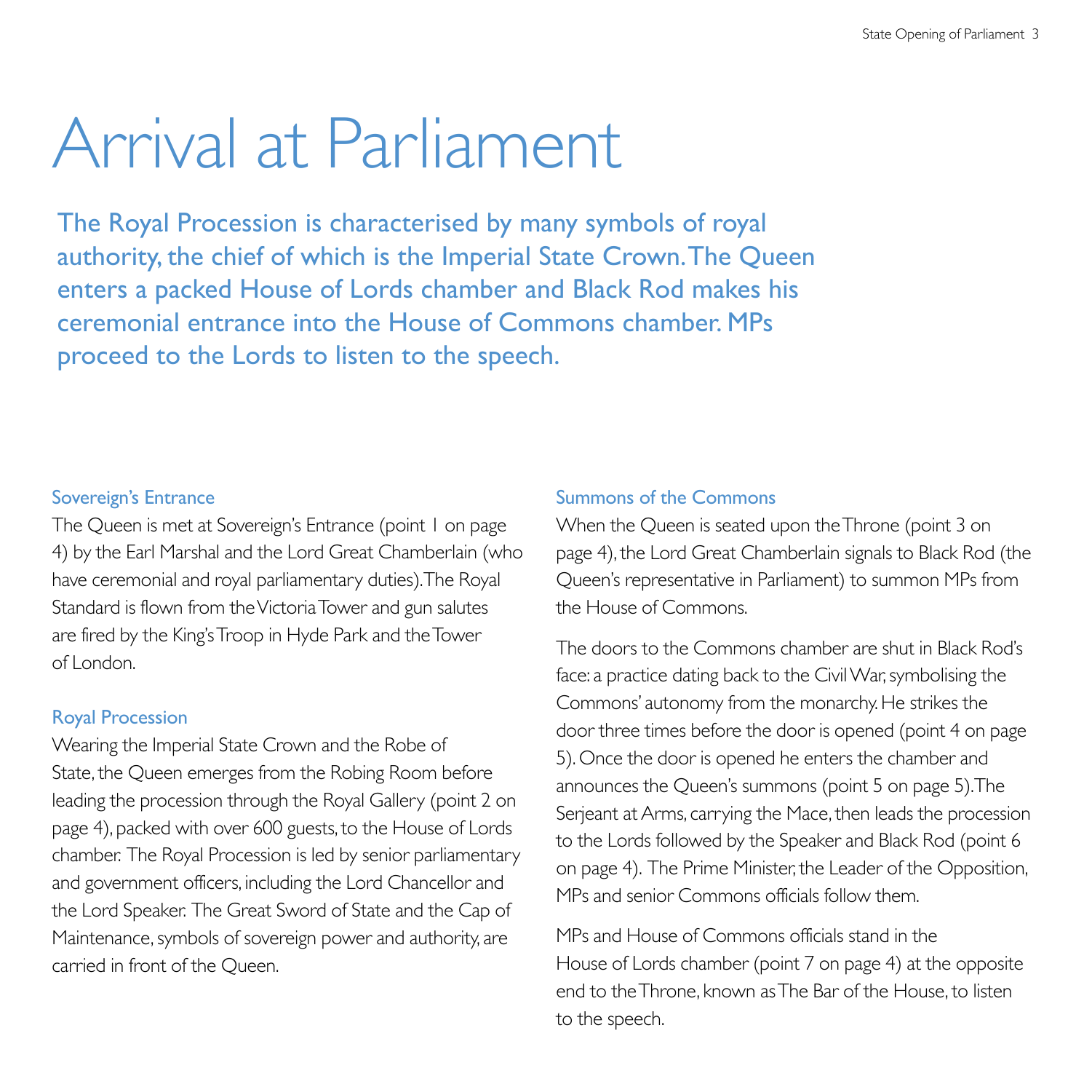# Arrival at Parliament

**The Royal Procession is characterised by many symbols of royal authority, the chief of which is the Imperial State Crown. The Queen enters a packed House of Lords chamber and Black Rod makes his ceremonial entrance into the House of Commons chamber. MPs proceed to the Lords to listen to the speech.**

### Sovereign's Entrance

The Queen is met at Sovereign's Entrance (point 1 on page 4) by the Earl Marshal and the Lord Great Chamberlain (who have ceremonial and royal parliamentary duties). The Royal Standard is flown from the Victoria Tower and gun salutes are fired by the King's Troop in Hyde Park and the Tower of London.

### Royal Procession

Wearing the Imperial State Crown and the Robe of State, the Queen emerges from the Robing Room before leading the procession through the Royal Gallery (point 2 on page 4), packed with over 600 guests, to the House of Lords chamber. The Royal Procession is led by senior parliamentary and government officers, including the Lord Chancellor and the Lord Speaker. The Great Sword of State and the Cap of Maintenance, symbols of sovereign power and authority, are carried in front of the Queen.

### Summons of the Commons

When the Queen is seated upon the Throne (point 3 on page 4), the Lord Great Chamberlain signals to Black Rod (the Queen's representative in Parliament) to summon MPs from the House of Commons.

The doors to the Commons chamber are shut in Black Rod's face: a practice dating back to the Civil War, symbolising the Commons' autonomy from the monarchy. He strikes the door three times before the door is opened (point 4 on page 5). Once the door is opened he enters the chamber and announces the Queen's summons (point 5 on page 5). The Serjeant at Arms, carrying the Mace, then leads the procession to the Lords followed by the Speaker and Black Rod (point 6 on page 4). The Prime Minister, the Leader of the Opposition, MPs and senior Commons officials follow them.

MPs and House of Commons officials stand in the House of Lords chamber (point 7 on page 4) at the opposite end to the Throne, known as The Bar of the House, to listen to the speech.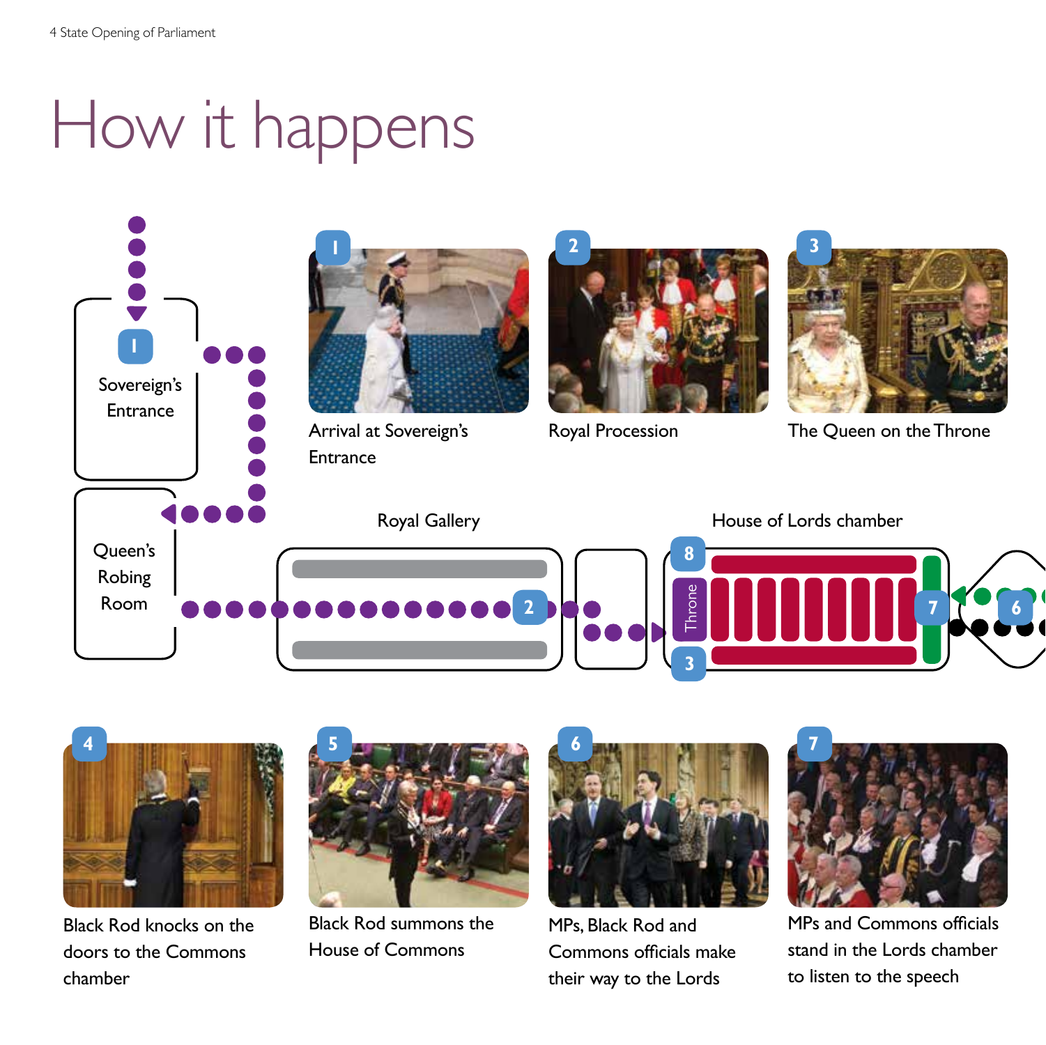# How it happens

**1** Arrival at Sovereign's Entrance

**2** Royal Procession

**3** The Queen on the Throne

Sovereign's Entrance

Queen's Robing Room

Royal Gallery

House of Lords chamber

Throne

**4** Black Rod knocks on the doors to the Commons chamber

**5** Black Rod summons the House of Commons

**6** MPs, Black Rod and Commons officials make their way to the Lords

**7** MPs and Commons officials stand in the Lords chamber to listen to the speech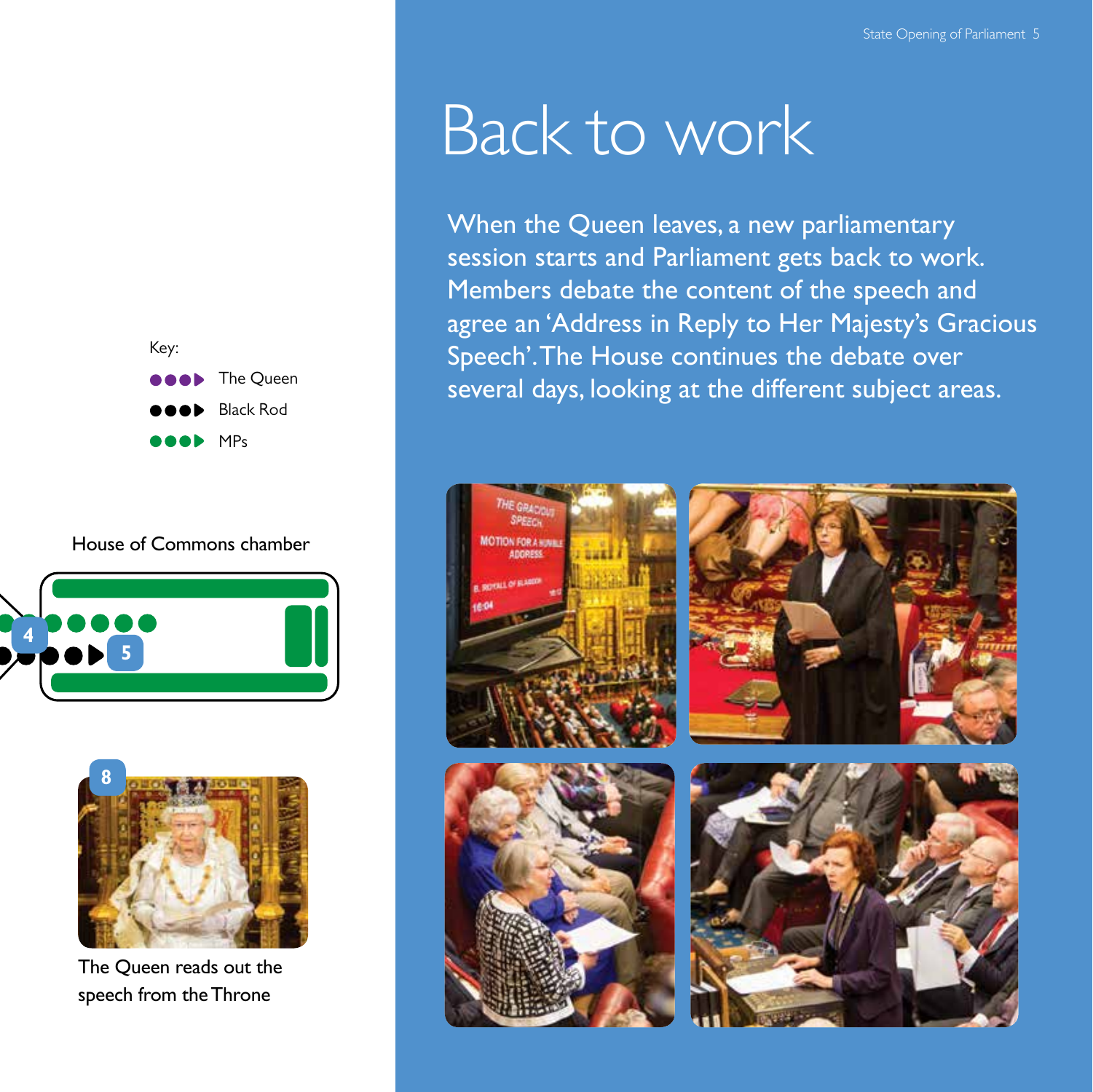Key:

- The Queen
- Black Rod
- MPs

House of Commons chamber

The Queen reads out the speech from the Throne

# Back to work

When the Queen leaves, a new parliamentary session starts and Parliament gets back to work. Members debate the content of the speech and agree an 'Address in Reply to Her Majesty's Gracious Speech'. The House continues the debate over several days, looking at the different subject areas.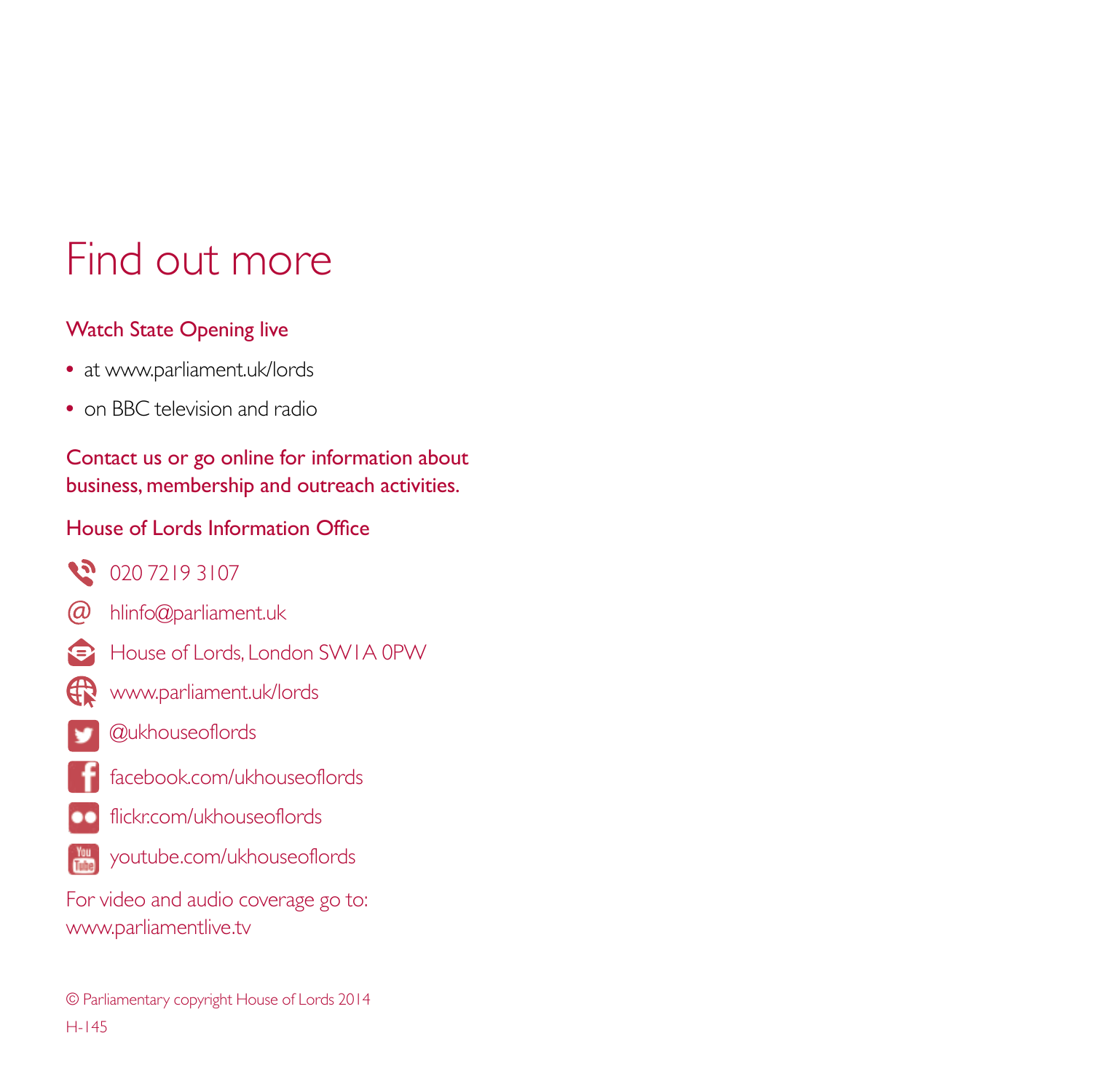# Find out more

## Watch State Opening live

- at www.parliament.uk/lords
- on BBC television and radio

**Contact us or go online for information about business, membership and outreach activities.**

### House of Lords Information Office

020 7219 3107

hlinfo@parliament.uk

House of Lords, London SW1A 0PW

www.parliament.uk/lords

@ukhouseoflords

facebook.com/ukhouseoflords

flickr.com/ukhouseoflords

youtube.com/ukhouseoflords

For video and audio coverage go to:
www.parliamentlive.tv

© Parliamentary copyright House of Lords 2014

H-145